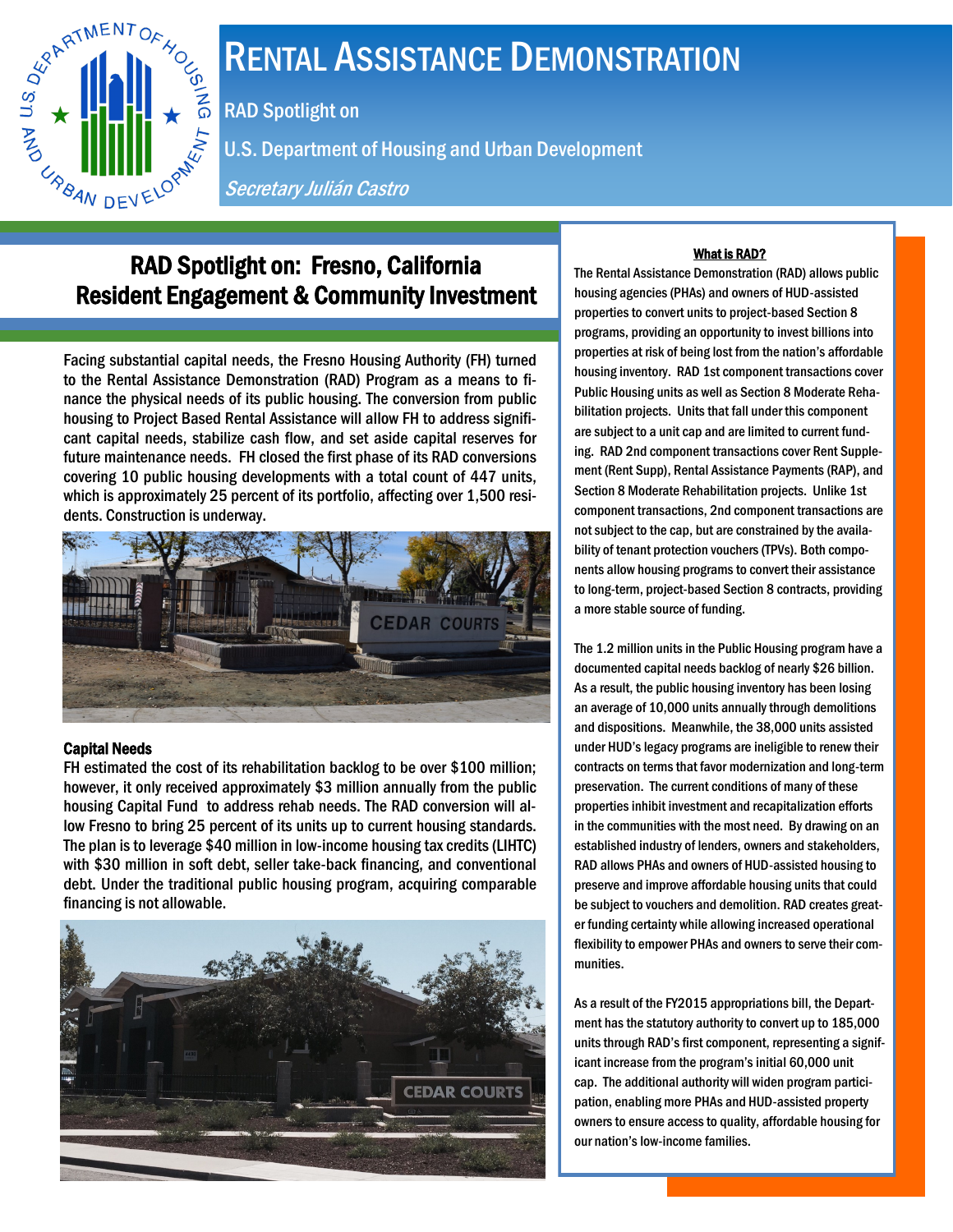# Rental Assistance Demonstration

RAD Spotlight on

U.S. Department of Housing and Urban Development

*Secretary Julián Castro*

## RAD Spotlight on: Fresno, California
## Resident Engagement & Community Investment

Facing substantial capital needs, the Fresno Housing Authority (FH) turned to the Rental Assistance Demonstration (RAD) Program as a means to finance the physical needs of its public housing. The conversion from public housing to Project Based Rental Assistance will allow FH to address significant capital needs, stabilize cash flow, and set aside capital reserves for future maintenance needs. FH closed the first phase of its RAD conversions covering 10 public housing developments with a total count of 447 units, which is approximately 25 percent of its portfolio, affecting over 1,500 residents. Construction is underway.

### Capital Needs

FH estimated the cost of its rehabilitation backlog to be over $100 million; however, it only received approximately $3 million annually from the public housing Capital Fund to address rehab needs. The RAD conversion will allow Fresno to bring 25 percent of its units up to current housing standards. The plan is to leverage $40 million in low-income housing tax credits (LIHTC) with $30 million in soft debt, seller take-back financing, and conventional debt. Under the traditional public housing program, acquiring comparable financing is not allowable.

**What is RAD?**

The Rental Assistance Demonstration (RAD) allows public housing agencies (PHAs) and owners of HUD-assisted properties to convert units to project-based Section 8 programs, providing an opportunity to invest billions into properties at risk of being lost from the nation's affordable housing inventory. RAD 1st component transactions cover Public Housing units as well as Section 8 Moderate Rehabilitation projects. Units that fall under this component are subject to a unit cap and are limited to current funding. RAD 2nd component transactions cover Rent Supplement (Rent Supp), Rental Assistance Payments (RAP), and Section 8 Moderate Rehabilitation projects. Unlike 1st component transactions, 2nd component transactions are not subject to the cap, but are constrained by the availability of tenant protection vouchers (TPVs). Both components allow housing programs to convert their assistance to long-term, project-based Section 8 contracts, providing a more stable source of funding.

The 1.2 million units in the Public Housing program have a documented capital needs backlog of nearly $26 billion. As a result, the public housing inventory has been losing an average of 10,000 units annually through demolitions and dispositions. Meanwhile, the 38,000 units assisted under HUD's legacy programs are ineligible to renew their contracts on terms that favor modernization and long-term preservation. The current conditions of many of these properties inhibit investment and recapitalization efforts in the communities with the most need. By drawing on an established industry of lenders, owners and stakeholders, RAD allows PHAs and owners of HUD-assisted housing to preserve and improve affordable housing units that could be subject to vouchers and demolition. RAD creates greater funding certainty while allowing increased operational flexibility to empower PHAs and owners to serve their communities.

As a result of the FY2015 appropriations bill, the Department has the statutory authority to convert up to 185,000 units through RAD's first component, representing a significant increase from the program's initial 60,000 unit cap. The additional authority will widen program participation, enabling more PHAs and HUD-assisted property owners to ensure access to quality, affordable housing for our nation's low-income families.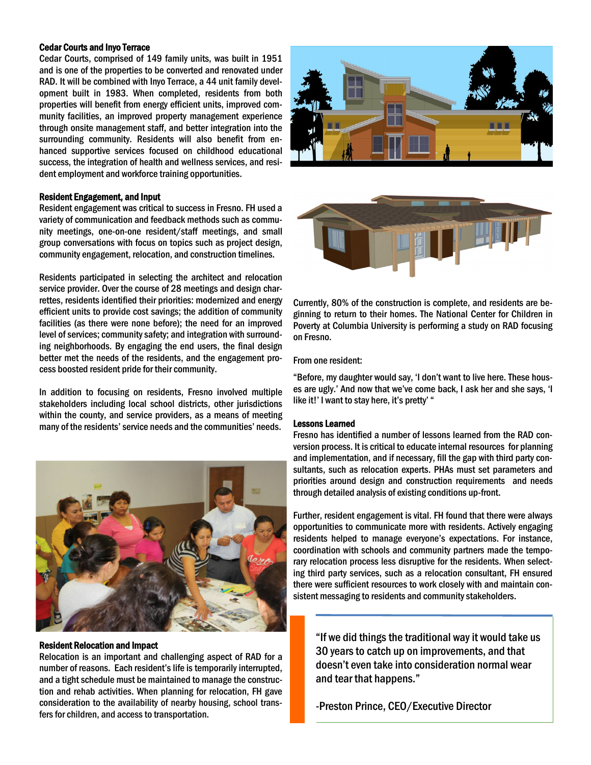### Cedar Courts and Inyo Terrace

Cedar Courts, comprised of 149 family units, was built in 1951 and is one of the properties to be converted and renovated under RAD. It will be combined with Inyo Terrace, a 44 unit family development built in 1983. When completed, residents from both properties will benefit from energy efficient units, improved community facilities, an improved property management experience through onsite management staff, and better integration into the surrounding community. Residents will also benefit from enhanced supportive services focused on childhood educational success, the integration of health and wellness services, and resident employment and workforce training opportunities.

### Resident Engagement, and Input

Resident engagement was critical to success in Fresno. FH used a variety of communication and feedback methods such as community meetings, one-on-one resident/staff meetings, and small group conversations with focus on topics such as project design, community engagement, relocation, and construction timelines.

Residents participated in selecting the architect and relocation service provider. Over the course of 28 meetings and design charrettes, residents identified their priorities: modernized and energy efficient units to provide cost savings; the addition of community facilities (as there were none before); the need for an improved level of services; community safety; and integration with surrounding neighborhoods. By engaging the end users, the final design better met the needs of the residents, and the engagement process boosted resident pride for their community.

In addition to focusing on residents, Fresno involved multiple stakeholders including local school districts, other jurisdictions within the county, and service providers, as a means of meeting many of the residents' service needs and the communities' needs.

### Resident Relocation and Impact

Relocation is an important and challenging aspect of RAD for a number of reasons. Each resident's life is temporarily interrupted, and a tight schedule must be maintained to manage the construction and rehab activities. When planning for relocation, FH gave consideration to the availability of nearby housing, school transfers for children, and access to transportation.

Currently, 80% of the construction is complete, and residents are beginning to return to their homes. The National Center for Children in Poverty at Columbia University is performing a study on RAD focusing on Fresno.

From one resident:

"Before, my daughter would say, 'I don't want to live here. These houses are ugly.' And now that we've come back, I ask her and she says, 'I like it!' I want to stay here, it's pretty' "

### Lessons Learned

Fresno has identified a number of lessons learned from the RAD conversion process. It is critical to educate internal resources for planning and implementation, and if necessary, fill the gap with third party consultants, such as relocation experts. PHAs must set parameters and priorities around design and construction requirements and needs through detailed analysis of existing conditions up-front.

Further, resident engagement is vital. FH found that there were always opportunities to communicate more with residents. Actively engaging residents helped to manage everyone's expectations. For instance, coordination with schools and community partners made the temporary relocation process less disruptive for the residents. When selecting third party services, such as a relocation consultant, FH ensured there were sufficient resources to work closely with and maintain consistent messaging to residents and community stakeholders.

> "If we did things the traditional way it would take us 30 years to catch up on improvements, and that doesn't even take into consideration normal wear and tear that happens."
>
> -Preston Prince, CEO/Executive Director